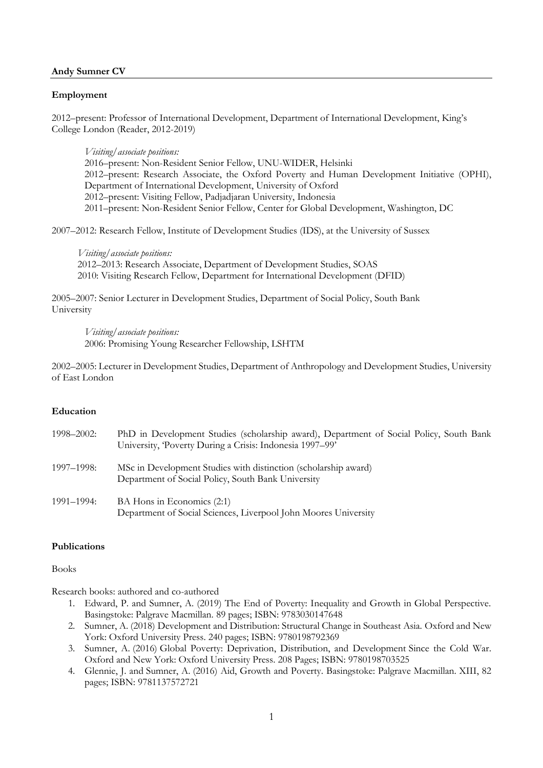**Andy Sumner CV**

**Employment**

2012–present: Professor of International Development, Department of International Development, King's College London (Reader, 2012-2019)

> *Visiting/associate positions:*
> 2016–present: Non-Resident Senior Fellow, UNU-WIDER, Helsinki
> 2012–present: Research Associate, the Oxford Poverty and Human Development Initiative (OPHI), Department of International Development, University of Oxford
> 2012–present: Visiting Fellow, Padjadjaran University, Indonesia
> 2011–present: Non-Resident Senior Fellow, Center for Global Development, Washington, DC

2007–2012: Research Fellow, Institute of Development Studies (IDS), at the University of Sussex

> *Visiting/associate positions:*
> 2012–2013: Research Associate, Department of Development Studies, SOAS
> 2010: Visiting Research Fellow, Department for International Development (DFID)

2005–2007: Senior Lecturer in Development Studies, Department of Social Policy, South Bank University

> *Visiting/associate positions:*
> 2006: Promising Young Researcher Fellowship, LSHTM

2002–2005: Lecturer in Development Studies, Department of Anthropology and Development Studies, University of East London

**Education**

| | |
|---|---|
| 1998–2002: | PhD in Development Studies (scholarship award), Department of Social Policy, South Bank University, 'Poverty During a Crisis: Indonesia 1997–99' |
| 1997–1998: | MSc in Development Studies with distinction (scholarship award) Department of Social Policy, South Bank University |
| 1991–1994: | BA Hons in Economics (2:1) Department of Social Sciences, Liverpool John Moores University |

**Publications**

Books

Research books: authored and co-authored

1. Edward, P. and Sumner, A. (2019) The End of Poverty: Inequality and Growth in Global Perspective. Basingstoke: Palgrave Macmillan. 89 pages; ISBN: 9783030147648
2. Sumner, A. (2018) Development and Distribution: Structural Change in Southeast Asia. Oxford and New York: Oxford University Press. 240 pages; ISBN: 9780198792369
3. Sumner, A. (2016) Global Poverty: Deprivation, Distribution, and Development Since the Cold War. Oxford and New York: Oxford University Press. 208 Pages; ISBN: 9780198703525
4. Glennie, J. and Sumner, A. (2016) Aid, Growth and Poverty. Basingstoke: Palgrave Macmillan. XIII, 82 pages; ISBN: 9781137572721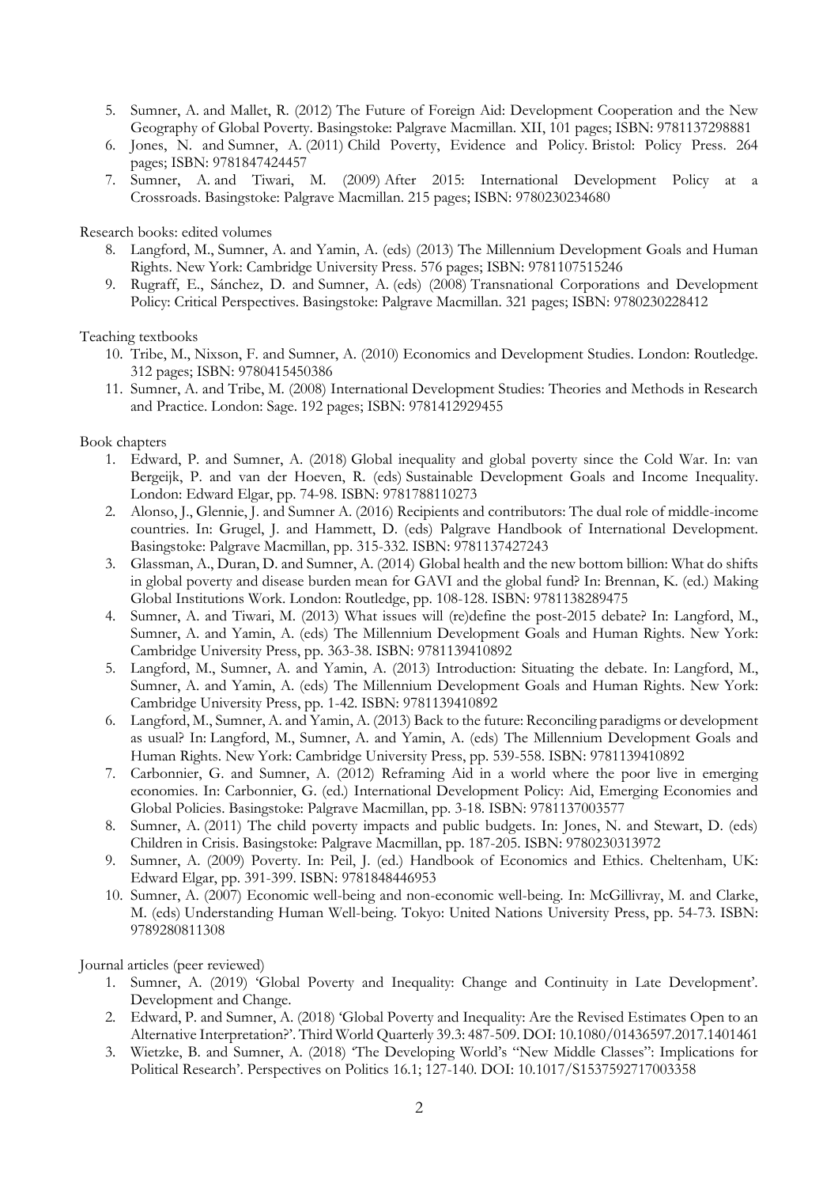5. Sumner, A. and Mallet, R. (2012) The Future of Foreign Aid: Development Cooperation and the New Geography of Global Poverty. Basingstoke: Palgrave Macmillan. XII, 101 pages; ISBN: 9781137298881
6. Jones, N. and Sumner, A. (2011) Child Poverty, Evidence and Policy. Bristol: Policy Press. 264 pages; ISBN: 9781847424457
7. Sumner, A. and Tiwari, M. (2009) After 2015: International Development Policy at a Crossroads. Basingstoke: Palgrave Macmillan. 215 pages; ISBN: 9780230234680

Research books: edited volumes

8. Langford, M., Sumner, A. and Yamin, A. (eds) (2013) The Millennium Development Goals and Human Rights. New York: Cambridge University Press. 576 pages; ISBN: 9781107515246
9. Rugraff, E., Sánchez, D. and Sumner, A. (eds) (2008) Transnational Corporations and Development Policy: Critical Perspectives. Basingstoke: Palgrave Macmillan. 321 pages; ISBN: 9780230228412

Teaching textbooks

10. Tribe, M., Nixson, F. and Sumner, A. (2010) Economics and Development Studies. London: Routledge. 312 pages; ISBN: 9780415450386
11. Sumner, A. and Tribe, M. (2008) International Development Studies: Theories and Methods in Research and Practice. London: Sage. 192 pages; ISBN: 9781412929455

Book chapters

1. Edward, P. and Sumner, A. (2018) Global inequality and global poverty since the Cold War. In: van Bergeijk, P. and van der Hoeven, R. (eds) Sustainable Development Goals and Income Inequality. London: Edward Elgar, pp. 74-98. ISBN: 9781788110273
2. Alonso, J., Glennie, J. and Sumner A. (2016) Recipients and contributors: The dual role of middle-income countries. In: Grugel, J. and Hammett, D. (eds) Palgrave Handbook of International Development. Basingstoke: Palgrave Macmillan, pp. 315-332. ISBN: 9781137427243
3. Glassman, A., Duran, D. and Sumner, A. (2014) Global health and the new bottom billion: What do shifts in global poverty and disease burden mean for GAVI and the global fund? In: Brennan, K. (ed.) Making Global Institutions Work. London: Routledge, pp. 108-128. ISBN: 9781138289475
4. Sumner, A. and Tiwari, M. (2013) What issues will (re)define the post-2015 debate? In: Langford, M., Sumner, A. and Yamin, A. (eds) The Millennium Development Goals and Human Rights. New York: Cambridge University Press, pp. 363-38. ISBN: 9781139410892
5. Langford, M., Sumner, A. and Yamin, A. (2013) Introduction: Situating the debate. In: Langford, M., Sumner, A. and Yamin, A. (eds) The Millennium Development Goals and Human Rights. New York: Cambridge University Press, pp. 1-42. ISBN: 9781139410892
6. Langford, M., Sumner, A. and Yamin, A. (2013) Back to the future: Reconciling paradigms or development as usual? In: Langford, M., Sumner, A. and Yamin, A. (eds) The Millennium Development Goals and Human Rights. New York: Cambridge University Press, pp. 539-558. ISBN: 9781139410892
7. Carbonnier, G. and Sumner, A. (2012) Reframing Aid in a world where the poor live in emerging economies. In: Carbonnier, G. (ed.) International Development Policy: Aid, Emerging Economies and Global Policies. Basingstoke: Palgrave Macmillan, pp. 3-18. ISBN: 9781137003577
8. Sumner, A. (2011) The child poverty impacts and public budgets. In: Jones, N. and Stewart, D. (eds) Children in Crisis. Basingstoke: Palgrave Macmillan, pp. 187-205. ISBN: 9780230313972
9. Sumner, A. (2009) Poverty. In: Peil, J. (ed.) Handbook of Economics and Ethics. Cheltenham, UK: Edward Elgar, pp. 391-399. ISBN: 9781848446953
10. Sumner, A. (2007) Economic well-being and non-economic well-being. In: McGillivray, M. and Clarke, M. (eds) Understanding Human Well-being. Tokyo: United Nations University Press, pp. 54-73. ISBN: 9789280811308

Journal articles (peer reviewed)

1. Sumner, A. (2019) 'Global Poverty and Inequality: Change and Continuity in Late Development'. Development and Change.
2. Edward, P. and Sumner, A. (2018) 'Global Poverty and Inequality: Are the Revised Estimates Open to an Alternative Interpretation?'. Third World Quarterly 39.3: 487-509. DOI: 10.1080/01436597.2017.1401461
3. Wietzke, B. and Sumner, A. (2018) 'The Developing World's "New Middle Classes": Implications for Political Research'. Perspectives on Politics 16.1; 127-140. DOI: 10.1017/S1537592717003358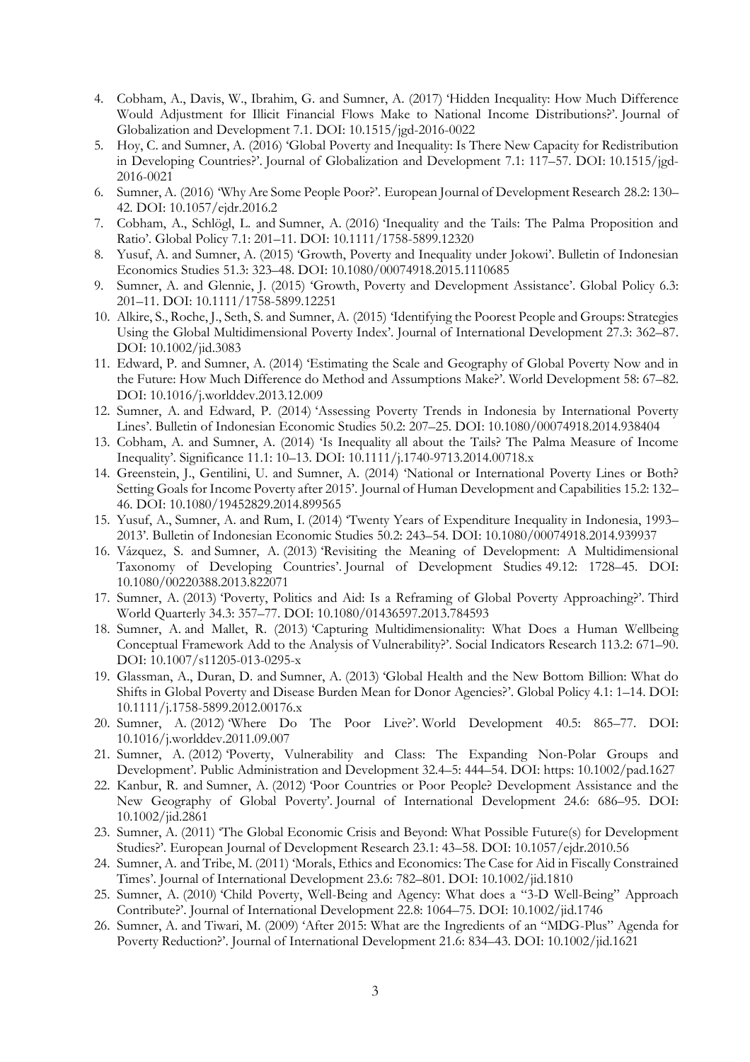4. Cobham, A., Davis, W., Ibrahim, G. and Sumner, A. (2017) 'Hidden Inequality: How Much Difference Would Adjustment for Illicit Financial Flows Make to National Income Distributions?'. Journal of Globalization and Development 7.1. DOI: 10.1515/jgd-2016-0022
5. Hoy, C. and Sumner, A. (2016) 'Global Poverty and Inequality: Is There New Capacity for Redistribution in Developing Countries?'. Journal of Globalization and Development 7.1: 117–57. DOI: 10.1515/jgd-2016-0021
6. Sumner, A. (2016) 'Why Are Some People Poor?'. European Journal of Development Research 28.2: 130–42. DOI: 10.1057/ejdr.2016.2
7. Cobham, A., Schlögl, L. and Sumner, A. (2016) 'Inequality and the Tails: The Palma Proposition and Ratio'. Global Policy 7.1: 201–11. DOI: 10.1111/1758-5899.12320
8. Yusuf, A. and Sumner, A. (2015) 'Growth, Poverty and Inequality under Jokowi'. Bulletin of Indonesian Economics Studies 51.3: 323–48. DOI: 10.1080/00074918.2015.1110685
9. Sumner, A. and Glennie, J. (2015) 'Growth, Poverty and Development Assistance'. Global Policy 6.3: 201–11. DOI: 10.1111/1758-5899.12251
10. Alkire, S., Roche, J., Seth, S. and Sumner, A. (2015) 'Identifying the Poorest People and Groups: Strategies Using the Global Multidimensional Poverty Index'. Journal of International Development 27.3: 362–87. DOI: 10.1002/jid.3083
11. Edward, P. and Sumner, A. (2014) 'Estimating the Scale and Geography of Global Poverty Now and in the Future: How Much Difference do Method and Assumptions Make?'. World Development 58: 67–82. DOI: 10.1016/j.worlddev.2013.12.009
12. Sumner, A. and Edward, P. (2014) 'Assessing Poverty Trends in Indonesia by International Poverty Lines'. Bulletin of Indonesian Economic Studies 50.2: 207–25. DOI: 10.1080/00074918.2014.938404
13. Cobham, A. and Sumner, A. (2014) 'Is Inequality all about the Tails? The Palma Measure of Income Inequality'. Significance 11.1: 10–13. DOI: 10.1111/j.1740-9713.2014.00718.x
14. Greenstein, J., Gentilini, U. and Sumner, A. (2014) 'National or International Poverty Lines or Both? Setting Goals for Income Poverty after 2015'. Journal of Human Development and Capabilities 15.2: 132–46. DOI: 10.1080/19452829.2014.899565
15. Yusuf, A., Sumner, A. and Rum, I. (2014) 'Twenty Years of Expenditure Inequality in Indonesia, 1993–2013'. Bulletin of Indonesian Economic Studies 50.2: 243–54. DOI: 10.1080/00074918.2014.939937
16. Vázquez, S. and Sumner, A. (2013) 'Revisiting the Meaning of Development: A Multidimensional Taxonomy of Developing Countries'. Journal of Development Studies 49.12: 1728–45. DOI: 10.1080/00220388.2013.822071
17. Sumner, A. (2013) 'Poverty, Politics and Aid: Is a Reframing of Global Poverty Approaching?'. Third World Quarterly 34.3: 357–77. DOI: 10.1080/01436597.2013.784593
18. Sumner, A. and Mallet, R. (2013) 'Capturing Multidimensionality: What Does a Human Wellbeing Conceptual Framework Add to the Analysis of Vulnerability?'. Social Indicators Research 113.2: 671–90. DOI: 10.1007/s11205-013-0295-x
19. Glassman, A., Duran, D. and Sumner, A. (2013) 'Global Health and the New Bottom Billion: What do Shifts in Global Poverty and Disease Burden Mean for Donor Agencies?'. Global Policy 4.1: 1–14. DOI: 10.1111/j.1758-5899.2012.00176.x
20. Sumner, A. (2012) 'Where Do The Poor Live?'. World Development 40.5: 865–77. DOI: 10.1016/j.worlddev.2011.09.007
21. Sumner, A. (2012) 'Poverty, Vulnerability and Class: The Expanding Non-Polar Groups and Development'. Public Administration and Development 32.4–5: 444–54. DOI: https: 10.1002/pad.1627
22. Kanbur, R. and Sumner, A. (2012) 'Poor Countries or Poor People? Development Assistance and the New Geography of Global Poverty'. Journal of International Development 24.6: 686–95. DOI: 10.1002/jid.2861
23. Sumner, A. (2011) 'The Global Economic Crisis and Beyond: What Possible Future(s) for Development Studies?'. European Journal of Development Research 23.1: 43–58. DOI: 10.1057/ejdr.2010.56
24. Sumner, A. and Tribe, M. (2011) 'Morals, Ethics and Economics: The Case for Aid in Fiscally Constrained Times'. Journal of International Development 23.6: 782–801. DOI: 10.1002/jid.1810
25. Sumner, A. (2010) 'Child Poverty, Well-Being and Agency: What does a "3-D Well-Being" Approach Contribute?'. Journal of International Development 22.8: 1064–75. DOI: 10.1002/jid.1746
26. Sumner, A. and Tiwari, M. (2009) 'After 2015: What are the Ingredients of an "MDG-Plus" Agenda for Poverty Reduction?'. Journal of International Development 21.6: 834–43. DOI: 10.1002/jid.1621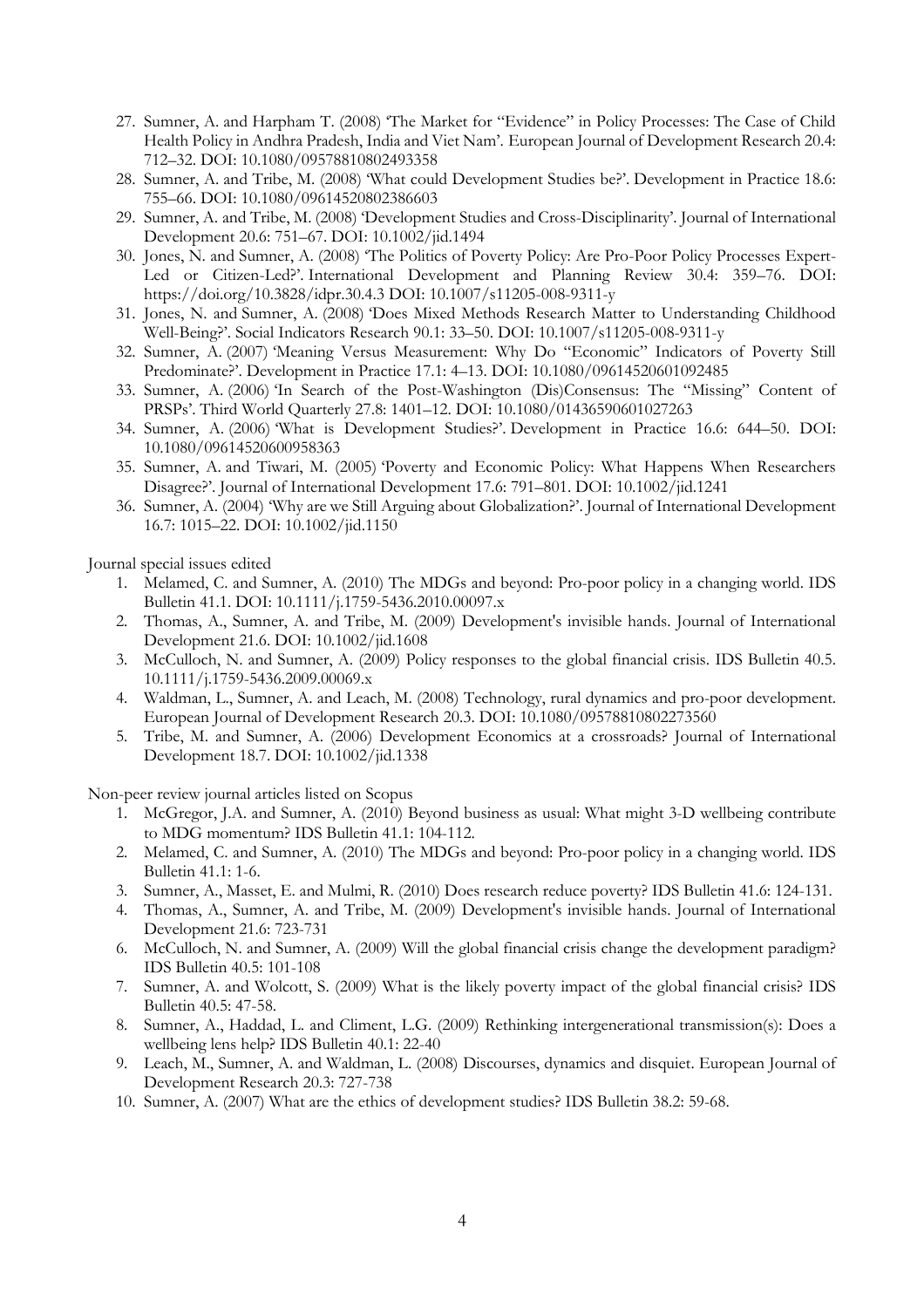27. Sumner, A. and Harpham T. (2008) 'The Market for "Evidence" in Policy Processes: The Case of Child Health Policy in Andhra Pradesh, India and Viet Nam'. European Journal of Development Research 20.4: 712–32. DOI: 10.1080/09578810802493358
28. Sumner, A. and Tribe, M. (2008) 'What could Development Studies be?'. Development in Practice 18.6: 755–66. DOI: 10.1080/09614520802386603
29. Sumner, A. and Tribe, M. (2008) 'Development Studies and Cross-Disciplinarity'. Journal of International Development 20.6: 751–67. DOI: 10.1002/jid.1494
30. Jones, N. and Sumner, A. (2008) 'The Politics of Poverty Policy: Are Pro-Poor Policy Processes Expert-Led or Citizen-Led?'. International Development and Planning Review 30.4: 359–76. DOI: https://doi.org/10.3828/idpr.30.4.3 DOI: 10.1007/s11205-008-9311-y
31. Jones, N. and Sumner, A. (2008) 'Does Mixed Methods Research Matter to Understanding Childhood Well-Being?'. Social Indicators Research 90.1: 33–50. DOI: 10.1007/s11205-008-9311-y
32. Sumner, A. (2007) 'Meaning Versus Measurement: Why Do "Economic" Indicators of Poverty Still Predominate?'. Development in Practice 17.1: 4–13. DOI: 10.1080/09614520601092485
33. Sumner, A. (2006) 'In Search of the Post-Washington (Dis)Consensus: The "Missing" Content of PRSPs'. Third World Quarterly 27.8: 1401–12. DOI: 10.1080/01436590601027263
34. Sumner, A. (2006) 'What is Development Studies?'. Development in Practice 16.6: 644–50. DOI: 10.1080/09614520600958363
35. Sumner, A. and Tiwari, M. (2005) 'Poverty and Economic Policy: What Happens When Researchers Disagree?'. Journal of International Development 17.6: 791–801. DOI: 10.1002/jid.1241
36. Sumner, A. (2004) 'Why are we Still Arguing about Globalization?'. Journal of International Development 16.7: 1015–22. DOI: 10.1002/jid.1150

Journal special issues edited

1. Melamed, C. and Sumner, A. (2010) The MDGs and beyond: Pro-poor policy in a changing world. IDS Bulletin 41.1. DOI: 10.1111/j.1759-5436.2010.00097.x
2. Thomas, A., Sumner, A. and Tribe, M. (2009) Development's invisible hands. Journal of International Development 21.6. DOI: 10.1002/jid.1608
3. McCulloch, N. and Sumner, A. (2009) Policy responses to the global financial crisis. IDS Bulletin 40.5. 10.1111/j.1759-5436.2009.00069.x
4. Waldman, L., Sumner, A. and Leach, M. (2008) Technology, rural dynamics and pro-poor development. European Journal of Development Research 20.3. DOI: 10.1080/09578810802273560
5. Tribe, M. and Sumner, A. (2006) Development Economics at a crossroads? Journal of International Development 18.7. DOI: 10.1002/jid.1338

Non-peer review journal articles listed on Scopus

1. McGregor, J.A. and Sumner, A. (2010) Beyond business as usual: What might 3-D wellbeing contribute to MDG momentum? IDS Bulletin 41.1: 104-112.
2. Melamed, C. and Sumner, A. (2010) The MDGs and beyond: Pro-poor policy in a changing world. IDS Bulletin 41.1: 1-6.
3. Sumner, A., Masset, E. and Mulmi, R. (2010) Does research reduce poverty? IDS Bulletin 41.6: 124-131.
4. Thomas, A., Sumner, A. and Tribe, M. (2009) Development's invisible hands. Journal of International Development 21.6: 723-731
6. McCulloch, N. and Sumner, A. (2009) Will the global financial crisis change the development paradigm? IDS Bulletin 40.5: 101-108
7. Sumner, A. and Wolcott, S. (2009) What is the likely poverty impact of the global financial crisis? IDS Bulletin 40.5: 47-58.
8. Sumner, A., Haddad, L. and Climent, L.G. (2009) Rethinking intergenerational transmission(s): Does a wellbeing lens help? IDS Bulletin 40.1: 22-40
9. Leach, M., Sumner, A. and Waldman, L. (2008) Discourses, dynamics and disquiet. European Journal of Development Research 20.3: 727-738
10. Sumner, A. (2007) What are the ethics of development studies? IDS Bulletin 38.2: 59-68.